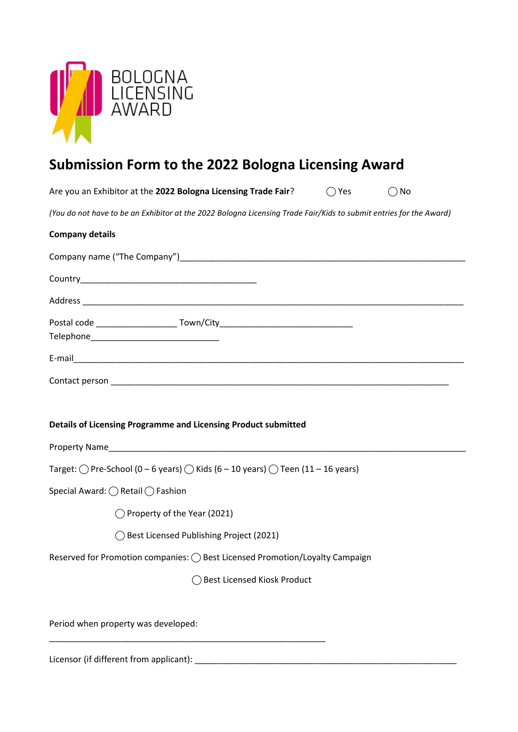BOLOGNA LICENSING AWARD

# Submission Form to the 2022 Bologna Licensing Award

Are you an Exhibitor at the **2022 Bologna Licensing Trade Fair**? ◯ Yes ◯ No

*(You do not have to be an Exhibitor at the 2022 Bologna Licensing Trade Fair/Kids to submit entries for the Award)*

**Company details**

Company name ("The Company")_______________________________________________________________

Country_______________________________________

Address ________________________________________________________________________________

Postal code _________________ Town/City____________________________

Telephone___________________________

E-mail_________________________________________________________________________________

Contact person __________________________________________________________________________

**Details of Licensing Programme and Licensing Product submitted**

Property Name__________________________________________________________________________

Target: ◯ Pre-School (0 – 6 years) ◯ Kids (6 – 10 years) ◯ Teen (11 – 16 years)

Special Award: ◯ Retail ◯ Fashion

◯ Property of the Year (2021)

◯ Best Licensed Publishing Project (2021)

Reserved for Promotion companies: ◯ Best Licensed Promotion/Loyalty Campaign

◯ Best Licensed Kiosk Product

Period when property was developed:

___________________________________________________________

Licensor (if different from applicant): ________________________________________________________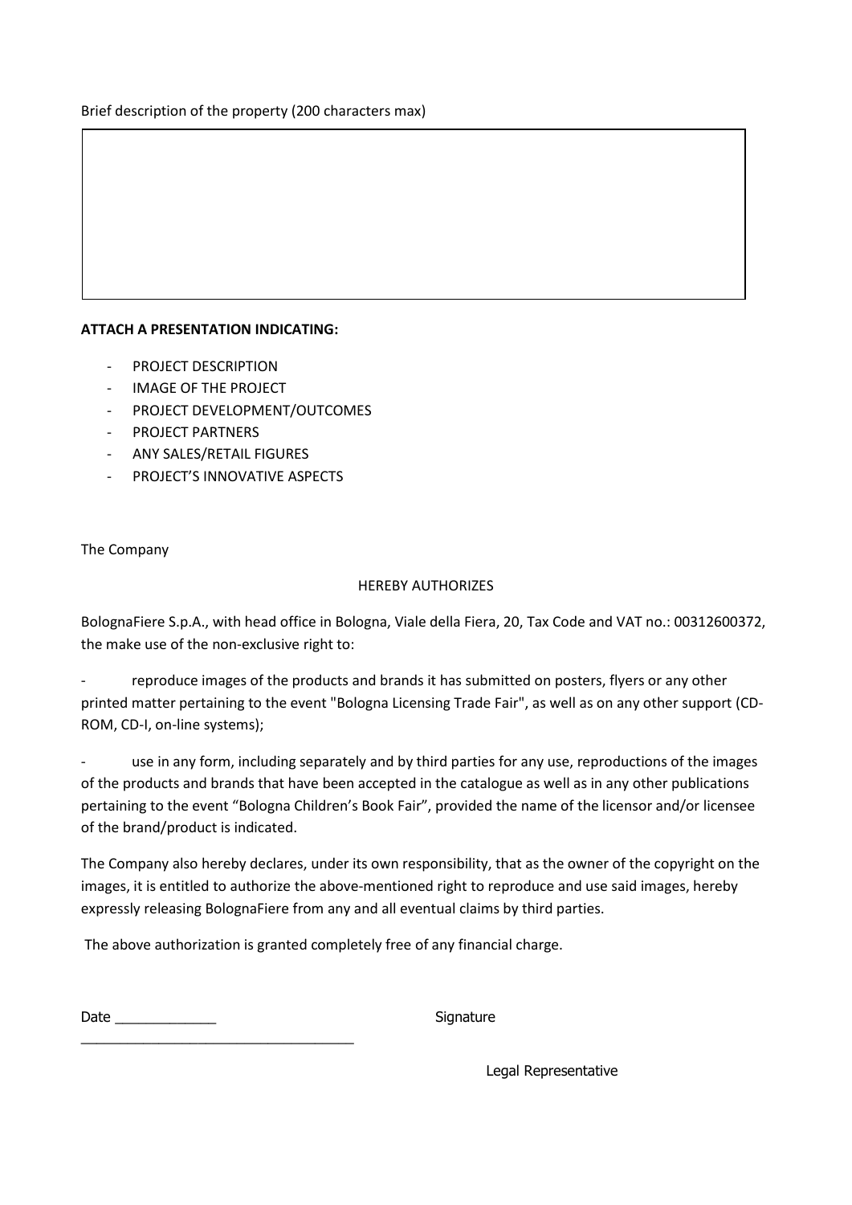Brief description of the property (200 characters max)

|   |
|---|
|   |

**ATTACH A PRESENTATION INDICATING:**

- PROJECT DESCRIPTION
- IMAGE OF THE PROJECT
- PROJECT DEVELOPMENT/OUTCOMES
- PROJECT PARTNERS
- ANY SALES/RETAIL FIGURES
- PROJECT'S INNOVATIVE ASPECTS

The Company

HEREBY AUTHORIZES

BolognaFiere S.p.A., with head office in Bologna, Viale della Fiera, 20, Tax Code and VAT no.: 00312600372, the make use of the non-exclusive right to:

- reproduce images of the products and brands it has submitted on posters, flyers or any other printed matter pertaining to the event "Bologna Licensing Trade Fair", as well as on any other support (CD-ROM, CD-I, on-line systems);

- use in any form, including separately and by third parties for any use, reproductions of the images of the products and brands that have been accepted in the catalogue as well as in any other publications pertaining to the event "Bologna Children's Book Fair", provided the name of the licensor and/or licensee of the brand/product is indicated.

The Company also hereby declares, under its own responsibility, that as the owner of the copyright on the images, it is entitled to authorize the above-mentioned right to reproduce and use said images, hereby expressly releasing BolognaFiere from any and all eventual claims by third parties.

The above authorization is granted completely free of any financial charge.

Date _____________ Signature ___________________________________

Legal Representative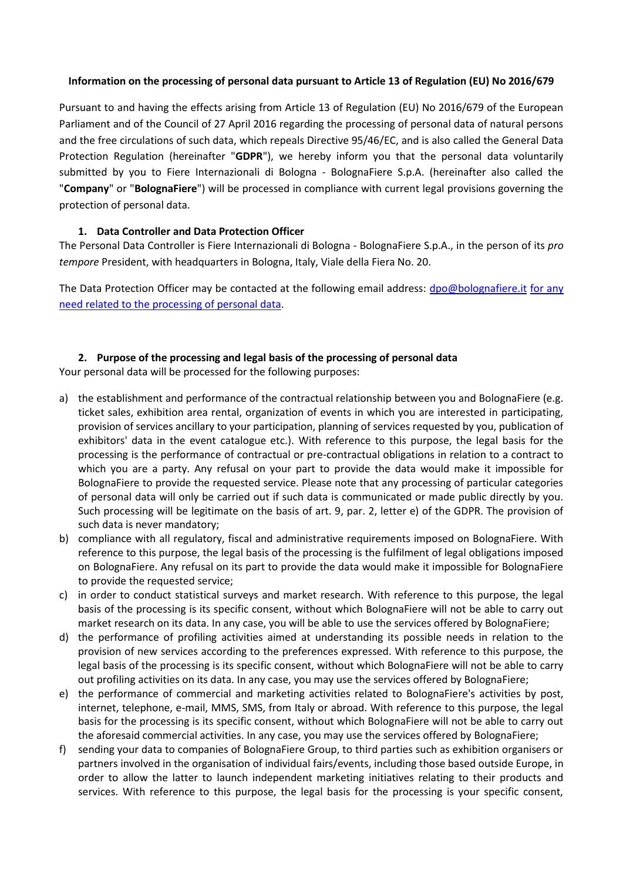**Information on the processing of personal data pursuant to Article 13 of Regulation (EU) No 2016/679**

Pursuant to and having the effects arising from Article 13 of Regulation (EU) No 2016/679 of the European Parliament and of the Council of 27 April 2016 regarding the processing of personal data of natural persons and the free circulations of such data, which repeals Directive 95/46/EC, and is also called the General Data Protection Regulation (hereinafter "**GDPR**"), we hereby inform you that the personal data voluntarily submitted by you to Fiere Internazionali di Bologna - BolognaFiere S.p.A. (hereinafter also called the "**Company**" or "**BolognaFiere**") will be processed in compliance with current legal provisions governing the protection of personal data.

## 1. Data Controller and Data Protection Officer

The Personal Data Controller is Fiere Internazionali di Bologna - BolognaFiere S.p.A., in the person of its *pro tempore* President, with headquarters in Bologna, Italy, Viale della Fiera No. 20.

The Data Protection Officer may be contacted at the following email address: dpo@bolognafiere.it for any need related to the processing of personal data.

## 2. Purpose of the processing and legal basis of the processing of personal data

Your personal data will be processed for the following purposes:

a) the establishment and performance of the contractual relationship between you and BolognaFiere (e.g. ticket sales, exhibition area rental, organization of events in which you are interested in participating, provision of services ancillary to your participation, planning of services requested by you, publication of exhibitors' data in the event catalogue etc.). With reference to this purpose, the legal basis for the processing is the performance of contractual or pre-contractual obligations in relation to a contract to which you are a party. Any refusal on your part to provide the data would make it impossible for BolognaFiere to provide the requested service. Please note that any processing of particular categories of personal data will only be carried out if such data is communicated or made public directly by you. Such processing will be legitimate on the basis of art. 9, par. 2, letter e) of the GDPR. The provision of such data is never mandatory;

b) compliance with all regulatory, fiscal and administrative requirements imposed on BolognaFiere. With reference to this purpose, the legal basis of the processing is the fulfilment of legal obligations imposed on BolognaFiere. Any refusal on its part to provide the data would make it impossible for BolognaFiere to provide the requested service;

c) in order to conduct statistical surveys and market research. With reference to this purpose, the legal basis of the processing is its specific consent, without which BolognaFiere will not be able to carry out market research on its data. In any case, you will be able to use the services offered by BolognaFiere;

d) the performance of profiling activities aimed at understanding its possible needs in relation to the provision of new services according to the preferences expressed. With reference to this purpose, the legal basis of the processing is its specific consent, without which BolognaFiere will not be able to carry out profiling activities on its data. In any case, you may use the services offered by BolognaFiere;

e) the performance of commercial and marketing activities related to BolognaFiere's activities by post, internet, telephone, e-mail, MMS, SMS, from Italy or abroad. With reference to this purpose, the legal basis for the processing is its specific consent, without which BolognaFiere will not be able to carry out the aforesaid commercial activities. In any case, you may use the services offered by BolognaFiere;

f) sending your data to companies of BolognaFiere Group, to third parties such as exhibition organisers or partners involved in the organisation of individual fairs/events, including those based outside Europe, in order to allow the latter to launch independent marketing initiatives relating to their products and services. With reference to this purpose, the legal basis for the processing is your specific consent,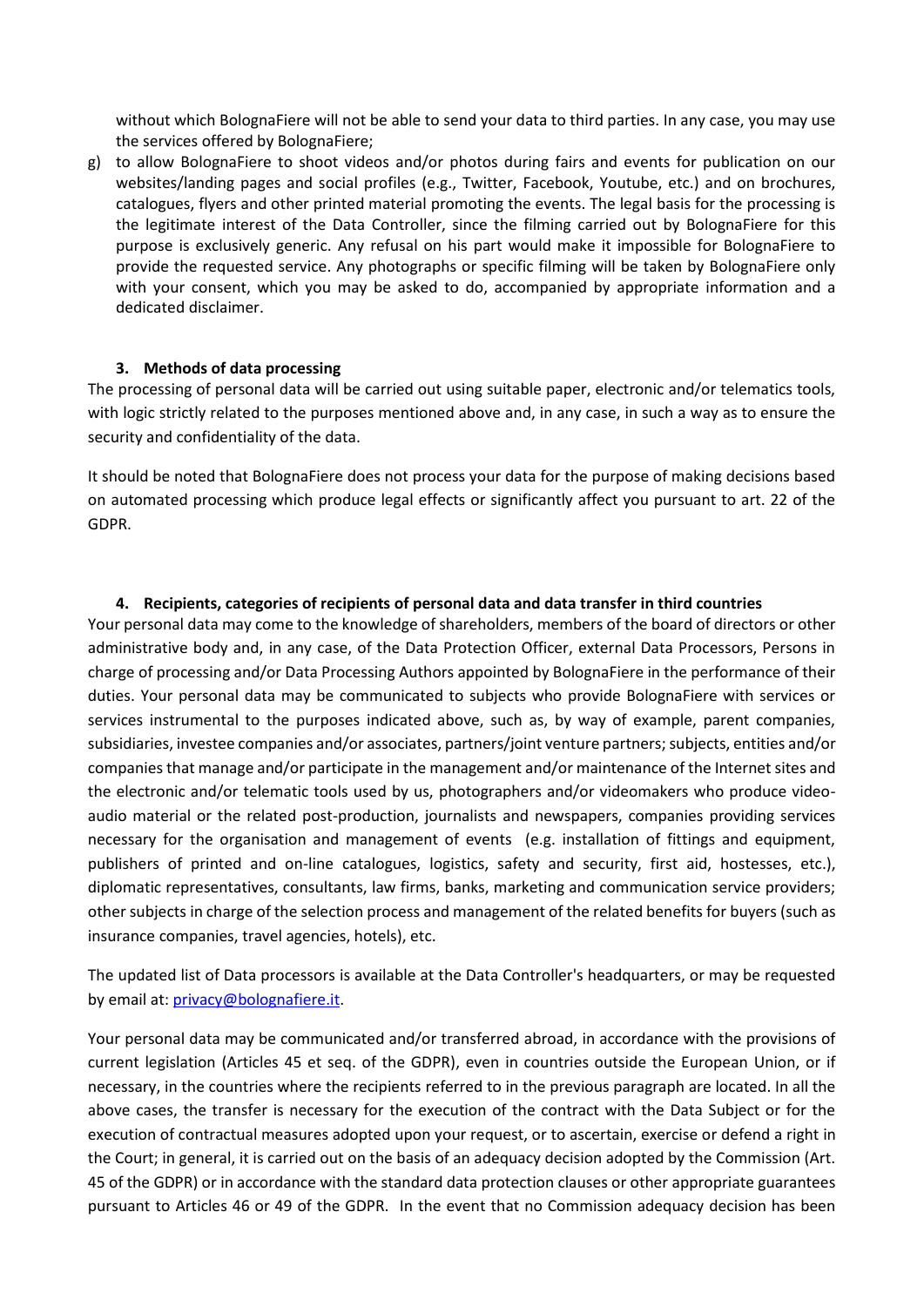without which BolognaFiere will not be able to send your data to third parties. In any case, you may use the services offered by BolognaFiere;

g) to allow BolognaFiere to shoot videos and/or photos during fairs and events for publication on our websites/landing pages and social profiles (e.g., Twitter, Facebook, Youtube, etc.) and on brochures, catalogues, flyers and other printed material promoting the events. The legal basis for the processing is the legitimate interest of the Data Controller, since the filming carried out by BolognaFiere for this purpose is exclusively generic. Any refusal on his part would make it impossible for BolognaFiere to provide the requested service. Any photographs or specific filming will be taken by BolognaFiere only with your consent, which you may be asked to do, accompanied by appropriate information and a dedicated disclaimer.

### 3. Methods of data processing

The processing of personal data will be carried out using suitable paper, electronic and/or telematics tools, with logic strictly related to the purposes mentioned above and, in any case, in such a way as to ensure the security and confidentiality of the data.

It should be noted that BolognaFiere does not process your data for the purpose of making decisions based on automated processing which produce legal effects or significantly affect you pursuant to art. 22 of the GDPR.

### 4. Recipients, categories of recipients of personal data and data transfer in third countries

Your personal data may come to the knowledge of shareholders, members of the board of directors or other administrative body and, in any case, of the Data Protection Officer, external Data Processors, Persons in charge of processing and/or Data Processing Authors appointed by BolognaFiere in the performance of their duties. Your personal data may be communicated to subjects who provide BolognaFiere with services or services instrumental to the purposes indicated above, such as, by way of example, parent companies, subsidiaries, investee companies and/or associates, partners/joint venture partners; subjects, entities and/or companies that manage and/or participate in the management and/or maintenance of the Internet sites and the electronic and/or telematic tools used by us, photographers and/or videomakers who produce video-audio material or the related post-production, journalists and newspapers, companies providing services necessary for the organisation and management of events (e.g. installation of fittings and equipment, publishers of printed and on-line catalogues, logistics, safety and security, first aid, hostesses, etc.), diplomatic representatives, consultants, law firms, banks, marketing and communication service providers; other subjects in charge of the selection process and management of the related benefits for buyers (such as insurance companies, travel agencies, hotels), etc.

The updated list of Data processors is available at the Data Controller's headquarters, or may be requested by email at: privacy@bolognafiere.it.

Your personal data may be communicated and/or transferred abroad, in accordance with the provisions of current legislation (Articles 45 et seq. of the GDPR), even in countries outside the European Union, or if necessary, in the countries where the recipients referred to in the previous paragraph are located. In all the above cases, the transfer is necessary for the execution of the contract with the Data Subject or for the execution of contractual measures adopted upon your request, or to ascertain, exercise or defend a right in the Court; in general, it is carried out on the basis of an adequacy decision adopted by the Commission (Art. 45 of the GDPR) or in accordance with the standard data protection clauses or other appropriate guarantees pursuant to Articles 46 or 49 of the GDPR. In the event that no Commission adequacy decision has been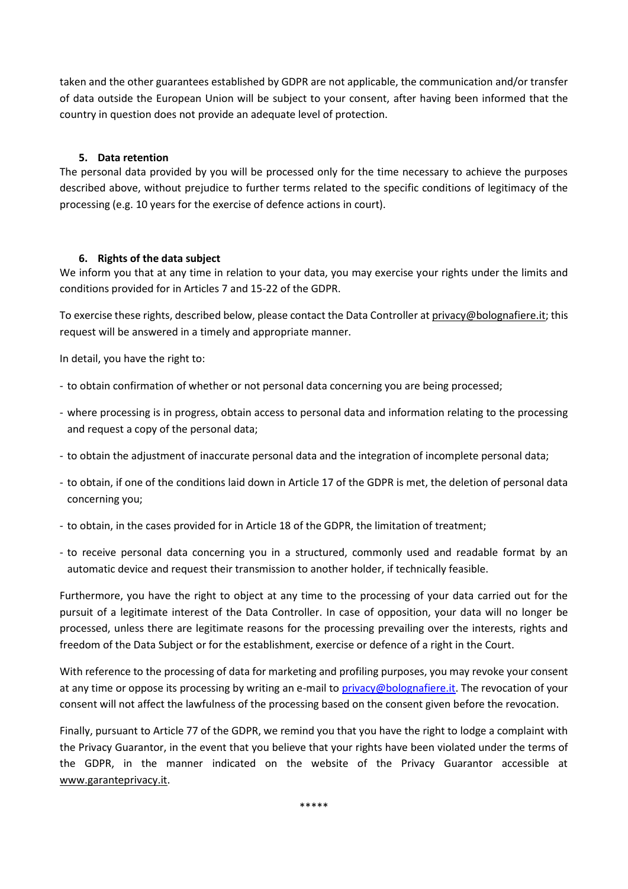taken and the other guarantees established by GDPR are not applicable, the communication and/or transfer of data outside the European Union will be subject to your consent, after having been informed that the country in question does not provide an adequate level of protection.

## 5. Data retention

The personal data provided by you will be processed only for the time necessary to achieve the purposes described above, without prejudice to further terms related to the specific conditions of legitimacy of the processing (e.g. 10 years for the exercise of defence actions in court).

## 6. Rights of the data subject

We inform you that at any time in relation to your data, you may exercise your rights under the limits and conditions provided for in Articles 7 and 15-22 of the GDPR.

To exercise these rights, described below, please contact the Data Controller at privacy@bolognafiere.it; this request will be answered in a timely and appropriate manner.

In detail, you have the right to:

- to obtain confirmation of whether or not personal data concerning you are being processed;
- where processing is in progress, obtain access to personal data and information relating to the processing and request a copy of the personal data;
- to obtain the adjustment of inaccurate personal data and the integration of incomplete personal data;
- to obtain, if one of the conditions laid down in Article 17 of the GDPR is met, the deletion of personal data concerning you;
- to obtain, in the cases provided for in Article 18 of the GDPR, the limitation of treatment;
- to receive personal data concerning you in a structured, commonly used and readable format by an automatic device and request their transmission to another holder, if technically feasible.

Furthermore, you have the right to object at any time to the processing of your data carried out for the pursuit of a legitimate interest of the Data Controller. In case of opposition, your data will no longer be processed, unless there are legitimate reasons for the processing prevailing over the interests, rights and freedom of the Data Subject or for the establishment, exercise or defence of a right in the Court.

With reference to the processing of data for marketing and profiling purposes, you may revoke your consent at any time or oppose its processing by writing an e-mail to privacy@bolognafiere.it. The revocation of your consent will not affect the lawfulness of the processing based on the consent given before the revocation.

Finally, pursuant to Article 77 of the GDPR, we remind you that you have the right to lodge a complaint with the Privacy Guarantor, in the event that you believe that your rights have been violated under the terms of the GDPR, in the manner indicated on the website of the Privacy Guarantor accessible at www.garanteprivacy.it.

*****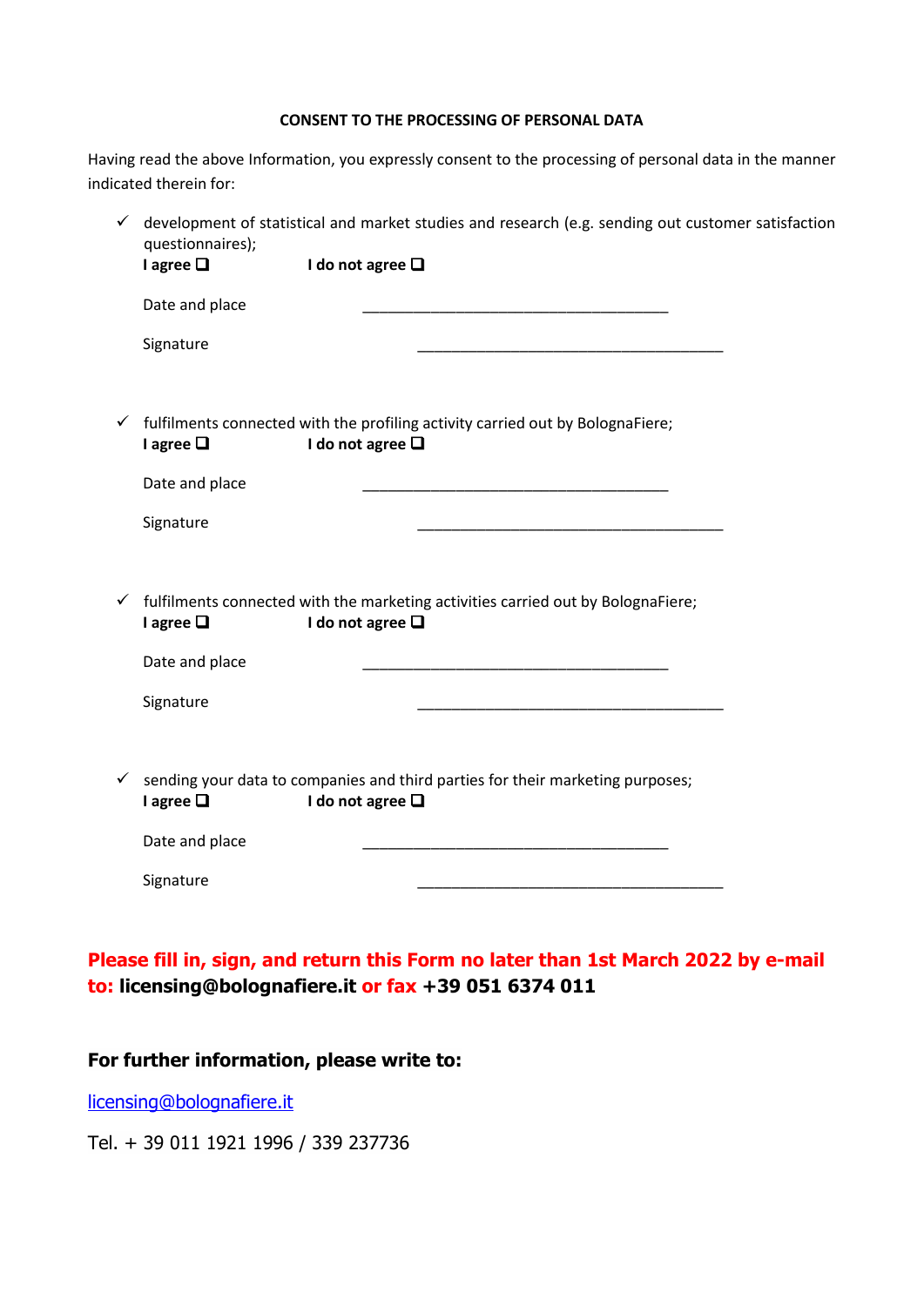**CONSENT TO THE PROCESSING OF PERSONAL DATA**

Having read the above Information, you expressly consent to the processing of personal data in the manner indicated therein for:

- ✓ development of statistical and market studies and research (e.g. sending out customer satisfaction questionnaires);

  **I agree ❑** **I do not agree ❑**

  Date and place \_\_\_\_\_\_\_\_\_\_\_\_\_\_\_\_\_\_\_\_\_\_\_\_\_\_\_\_\_\_\_\_\_\_\_\_\_\_

  Signature \_\_\_\_\_\_\_\_\_\_\_\_\_\_\_\_\_\_\_\_\_\_\_\_\_\_\_\_\_\_\_\_\_\_\_\_\_\_

- ✓ fulfilments connected with the profiling activity carried out by BolognaFiere;

  **I agree ❑** **I do not agree ❑**

  Date and place \_\_\_\_\_\_\_\_\_\_\_\_\_\_\_\_\_\_\_\_\_\_\_\_\_\_\_\_\_\_\_\_\_\_\_\_\_\_

  Signature \_\_\_\_\_\_\_\_\_\_\_\_\_\_\_\_\_\_\_\_\_\_\_\_\_\_\_\_\_\_\_\_\_\_\_\_\_\_

- ✓ fulfilments connected with the marketing activities carried out by BolognaFiere;

  **I agree ❑** **I do not agree ❑**

  Date and place \_\_\_\_\_\_\_\_\_\_\_\_\_\_\_\_\_\_\_\_\_\_\_\_\_\_\_\_\_\_\_\_\_\_\_\_\_\_

  Signature \_\_\_\_\_\_\_\_\_\_\_\_\_\_\_\_\_\_\_\_\_\_\_\_\_\_\_\_\_\_\_\_\_\_\_\_\_\_

- ✓ sending your data to companies and third parties for their marketing purposes;

  **I agree ❑** **I do not agree ❑**

  Date and place \_\_\_\_\_\_\_\_\_\_\_\_\_\_\_\_\_\_\_\_\_\_\_\_\_\_\_\_\_\_\_\_\_\_\_\_\_\_

  Signature \_\_\_\_\_\_\_\_\_\_\_\_\_\_\_\_\_\_\_\_\_\_\_\_\_\_\_\_\_\_\_\_\_\_\_\_\_\_

**Please fill in, sign, and return this Form no later than 1st March 2022 by e-mail to: licensing@bolognafiere.it or fax +39 051 6374 011**

## For further information, please write to:

[licensing@bolognafiere.it](mailto:licensing@bolognafiere.it)

Tel. + 39 011 1921 1996 / 339 237736